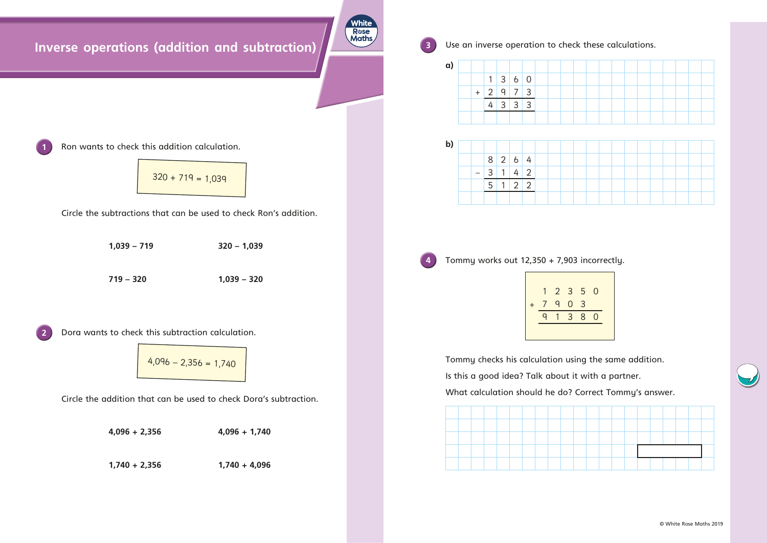# Inverse operations (addition and subtraction)

**1** Ron wants to check this addition calculation.

320 + 719 = 1,039

Circle the subtractions that can be used to check Ron's addition.

**1,039 – 719** &nbsp;&nbsp;&nbsp;&nbsp; **320 – 1,039**

**719 – 320** &nbsp;&nbsp;&nbsp;&nbsp; **1,039 – 320**

**2** Dora wants to check this subtraction calculation.

4,096 – 2,356 = 1,740

Circle the addition that can be used to check Dora's subtraction.

**4,096 + 2,356** &nbsp;&nbsp;&nbsp;&nbsp; **4,096 + 1,740**

**1,740 + 2,356** &nbsp;&nbsp;&nbsp;&nbsp; **1,740 + 4,096**

**3** Use an inverse operation to check these calculations.

**a)**

```
   1 3 6 0
 + 2 9 7 3
   -------
   4 3 3 3
```

**b)**

```
   8 2 6 4
 − 3 1 4 2
   -------
   5 1 2 2
```

**4** Tommy works out 12,350 + 7,903 incorrectly.

```
   1 2 3 5 0
 + 7 9 0 3
   ---------
   9 1 3 8 0
```

Tommy checks his calculation using the same addition.

Is this a good idea? Talk about it with a partner.

What calculation should he do? Correct Tommy's answer.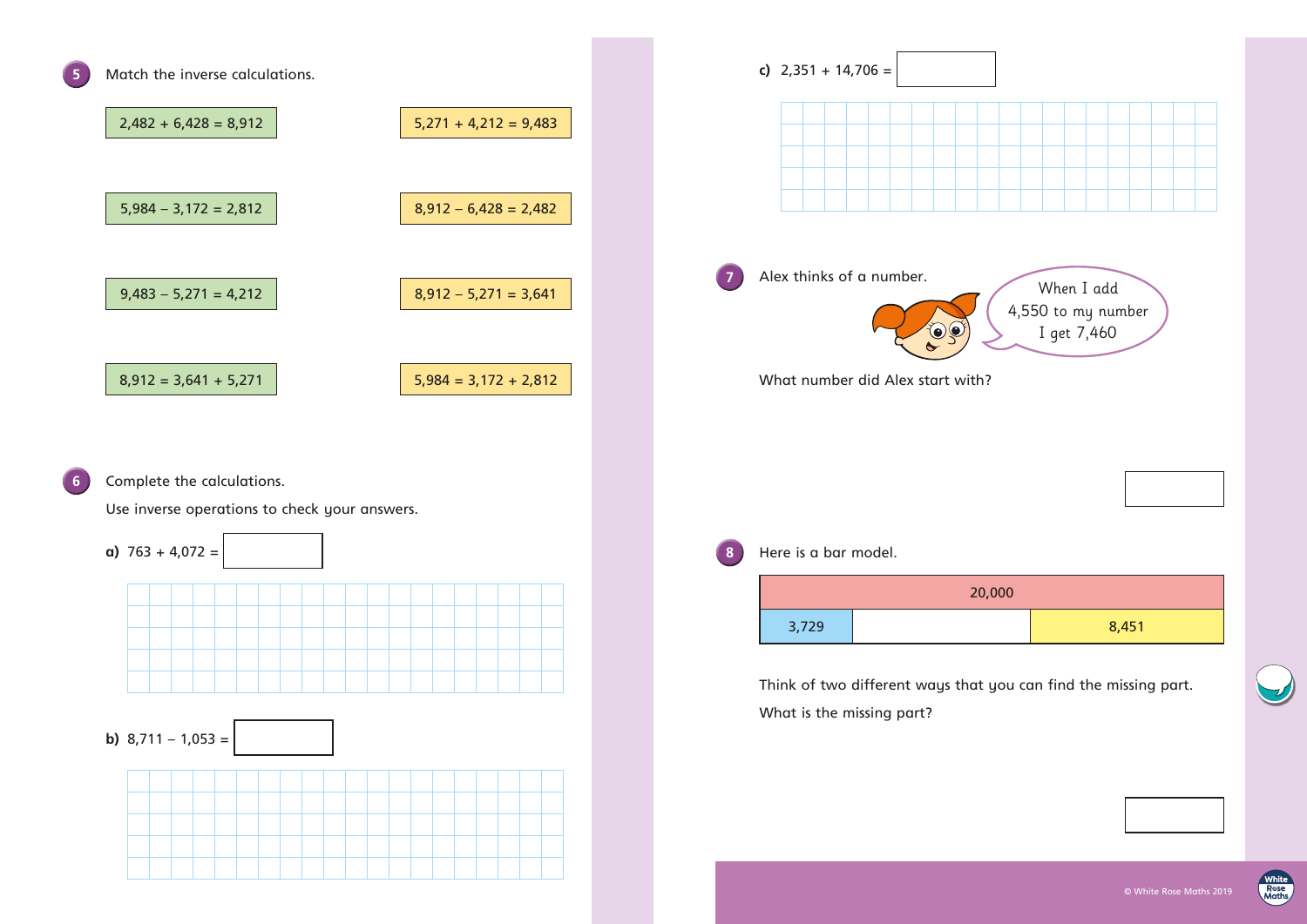**5** Match the inverse calculations.

| | |
|---|---|
| 2,482 + 6,428 = 8,912 | 5,271 + 4,212 = 9,483 |
| 5,984 − 3,172 = 2,812 | 8,912 − 6,428 = 2,482 |
| 9,483 − 5,271 = 4,212 | 8,912 − 5,271 = 3,641 |
| 8,912 = 3,641 + 5,271 | 5,984 = 3,172 + 2,812 |

**6** Complete the calculations.

Use inverse operations to check your answers.

**a)** 763 + 4,072 = ______

**b)** 8,711 − 1,053 = ______

**c)** 2,351 + 14,706 = ______

**7** Alex thinks of a number.

When I add 4,550 to my number I get 7,460

What number did Alex start with?

______

**8** Here is a bar model.

| 20,000 | | |
|---|---|---|
| 3,729 | | 8,451 |

Think of two different ways that you can find the missing part.

What is the missing part?

______

© White Rose Maths 2019